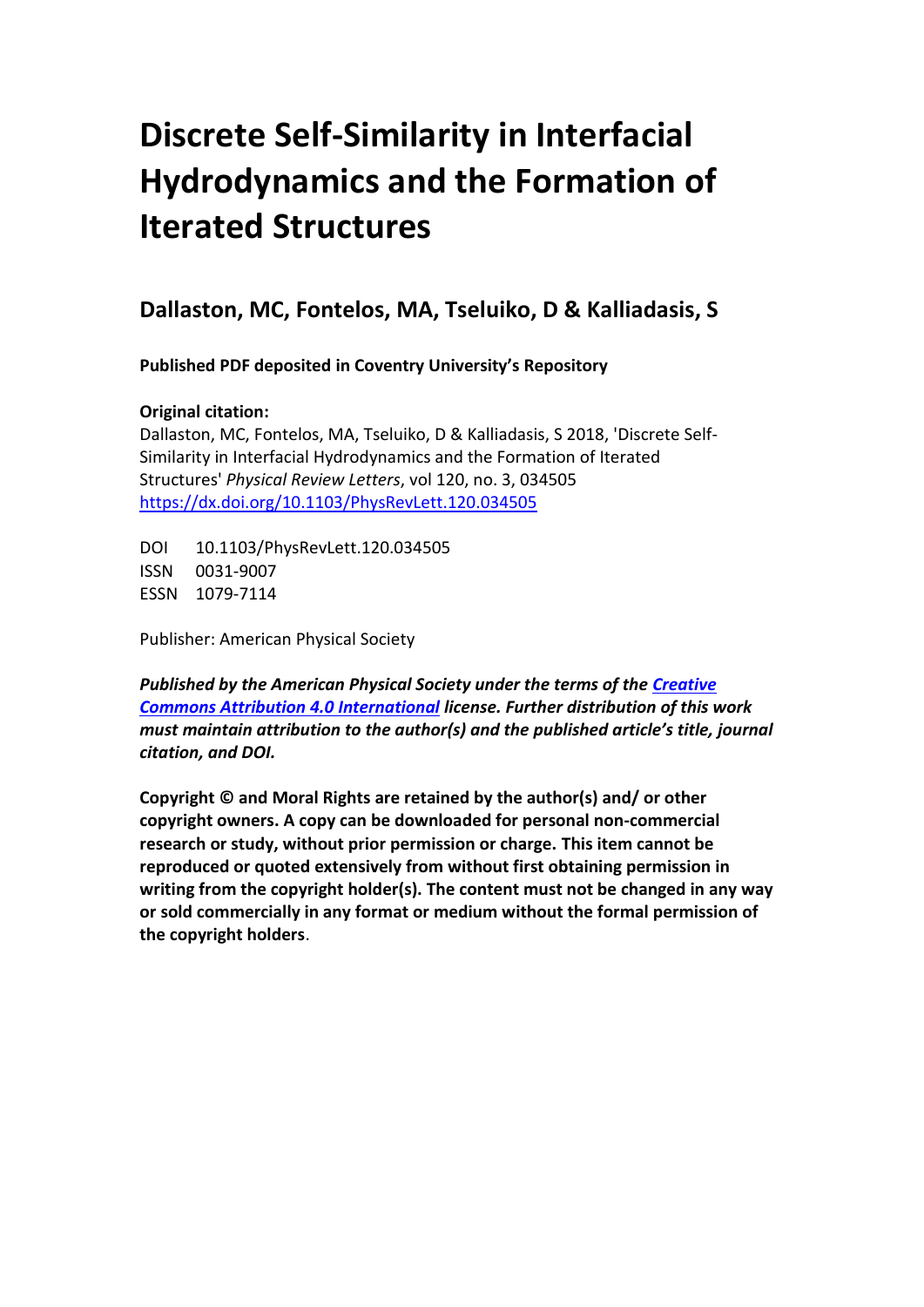# Discrete Self-Similarity in Interfacial Hydrodynamics and the Formation of Iterated Structures

## Dallaston, MC, Fontelos, MA, Tseluiko, D & Kalliadasis, S

**Published PDF deposited in Coventry University's Repository**

**Original citation:**
Dallaston, MC, Fontelos, MA, Tseluiko, D & Kalliadasis, S 2018, 'Discrete Self-Similarity in Interfacial Hydrodynamics and the Formation of Iterated Structures' *Physical Review Letters*, vol 120, no. 3, 034505
https://dx.doi.org/10.1103/PhysRevLett.120.034505

DOI 10.1103/PhysRevLett.120.034505
ISSN 0031-9007
ESSN 1079-7114

Publisher: American Physical Society

***Published by the American Physical Society under the terms of the Creative Commons Attribution 4.0 International license. Further distribution of this work must maintain attribution to the author(s) and the published article's title, journal citation, and DOI.***

**Copyright © and Moral Rights are retained by the author(s) and/ or other copyright owners. A copy can be downloaded for personal non-commercial research or study, without prior permission or charge. This item cannot be reproduced or quoted extensively from without first obtaining permission in writing from the copyright holder(s). The content must not be changed in any way or sold commercially in any format or medium without the formal permission of the copyright holders**.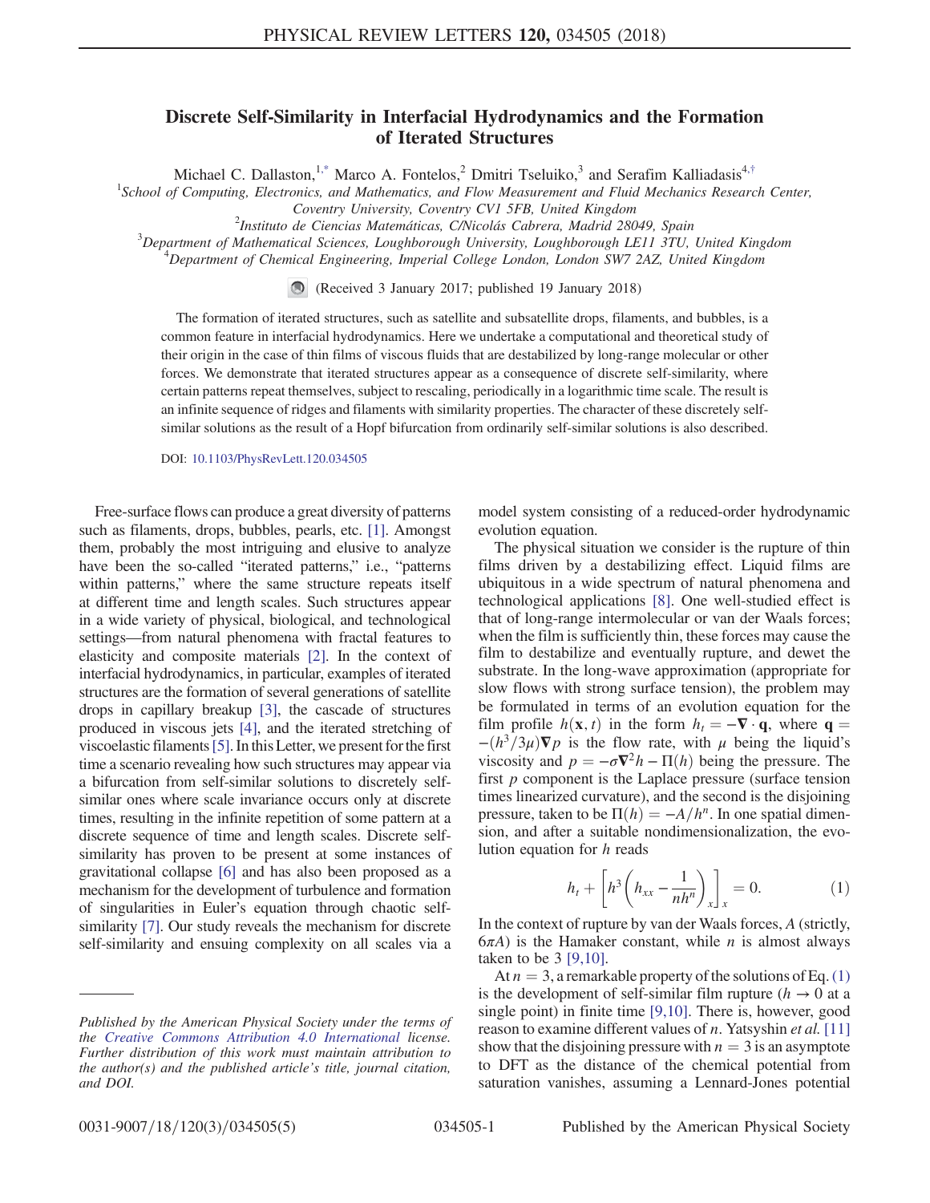# Discrete Self-Similarity in Interfacial Hydrodynamics and the Formation of Iterated Structures

Michael C. Dallaston,[1,*] Marco A. Fontelos,[2] Dmitri Tseluiko,[3] and Serafim Kalliadasis[4,†]

[1]School of Computing, Electronics, and Mathematics, and Flow Measurement and Fluid Mechanics Research Center, Coventry University, Coventry CV1 5FB, United Kingdom

[2]Instituto de Ciencias Matemáticas, C/Nicolás Cabrera, Madrid 28049, Spain

[3]Department of Mathematical Sciences, Loughborough University, Loughborough LE11 3TU, United Kingdom

[4]Department of Chemical Engineering, Imperial College London, London SW7 2AZ, United Kingdom

(Received 3 January 2017; published 19 January 2018)

The formation of iterated structures, such as satellite and subsatellite drops, filaments, and bubbles, is a common feature in interfacial hydrodynamics. Here we undertake a computational and theoretical study of their origin in the case of thin films of viscous fluids that are destabilized by long-range molecular or other forces. We demonstrate that iterated structures appear as a consequence of discrete self-similarity, where certain patterns repeat themselves, subject to rescaling, periodically in a logarithmic time scale. The result is an infinite sequence of ridges and filaments with similarity properties. The character of these discretely self-similar solutions as the result of a Hopf bifurcation from ordinarily self-similar solutions is also described.

DOI: 10.1103/PhysRevLett.120.034505

Free-surface flows can produce a great diversity of patterns such as filaments, drops, bubbles, pearls, etc. [1]. Amongst them, probably the most intriguing and elusive to analyze have been the so-called "iterated patterns," i.e., "patterns within patterns," where the same structure repeats itself at different time and length scales. Such structures appear in a wide variety of physical, biological, and technological settings—from natural phenomena with fractal features to elasticity and composite materials [2]. In the context of interfacial hydrodynamics, in particular, examples of iterated structures are the formation of several generations of satellite drops in capillary breakup [3], the cascade of structures produced in viscous jets [4], and the iterated stretching of viscoelastic filaments [5]. In this Letter, we present for the first time a scenario revealing how such structures may appear via a bifurcation from self-similar solutions to discretely self-similar ones where scale invariance occurs only at discrete times, resulting in the infinite repetition of some pattern at a discrete sequence of time and length scales. Discrete self-similarity has proven to be present at some instances of gravitational collapse [6] and has also been proposed as a mechanism for the development of turbulence and formation of singularities in Euler's equation through chaotic self-similarity [7]. Our study reveals the mechanism for discrete self-similarity and ensuing complexity on all scales via a model system consisting of a reduced-order hydrodynamic evolution equation.

The physical situation we consider is the rupture of thin films driven by a destabilizing effect. Liquid films are ubiquitous in a wide spectrum of natural phenomena and technological applications [8]. One well-studied effect is that of long-range intermolecular or van der Waals forces; when the film is sufficiently thin, these forces may cause the film to destabilize and eventually rupture, and dewet the substrate. In the long-wave approximation (appropriate for slow flows with strong surface tension), the problem may be formulated in terms of an evolution equation for the film profile $h(\mathbf{x}, t)$ in the form $h_t = -\nabla \cdot \mathbf{q}$, where $\mathbf{q} = -(h^3/3\mu)\nabla p$ is the flow rate, with $\mu$ being the liquid's viscosity and $p = -\sigma\nabla^2 h - \Pi(h)$ being the pressure. The first $p$ component is the Laplace pressure (surface tension times linearized curvature), and the second is the disjoining pressure, taken to be $\Pi(h) = -A/h^n$. In one spatial dimension, and after a suitable nondimensionalization, the evolution equation for $h$ reads

$$h_t + \left[h^3\left(h_{xx} - \frac{1}{nh^n}\right)_x\right]_x = 0. \tag{1}$$

In the context of rupture by van der Waals forces, $A$ (strictly, $6\pi A$) is the Hamaker constant, while $n$ is almost always taken to be 3 [9,10].

At $n = 3$, a remarkable property of the solutions of Eq. (1) is the development of self-similar film rupture ($h \to 0$ at a single point) in finite time [9,10]. There is, however, good reason to examine different values of $n$. Yatsyshin *et al.* [11] show that the disjoining pressure with $n = 3$ is an asymptote to DFT as the distance of the chemical potential from saturation vanishes, assuming a Lennard-Jones potential

---

*Published by the American Physical Society under the terms of the Creative Commons Attribution 4.0 International license. Further distribution of this work must maintain attribution to the author(s) and the published article's title, journal citation, and DOI.*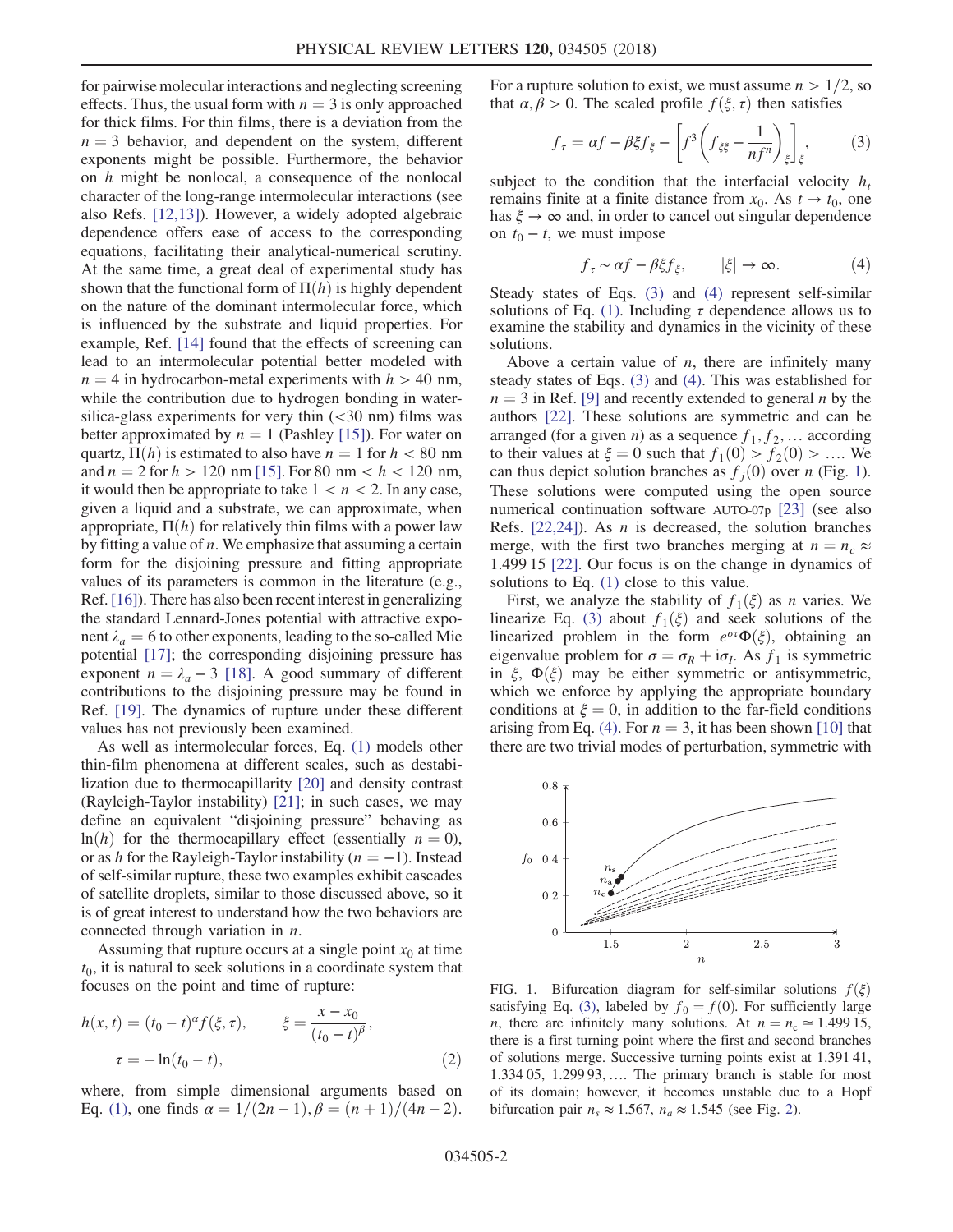for pairwise molecular interactions and neglecting screening effects. Thus, the usual form with $n = 3$ is only approached for thick films. For thin films, there is a deviation from the $n = 3$ behavior, and dependent on the system, different exponents might be possible. Furthermore, the behavior on $h$ might be nonlocal, a consequence of the nonlocal character of the long-range intermolecular interactions (see also Refs. [12,13]). However, a widely adopted algebraic dependence offers ease of access to the corresponding equations, facilitating their analytical-numerical scrutiny. At the same time, a great deal of experimental study has shown that the functional form of $\Pi(h)$ is highly dependent on the nature of the dominant intermolecular force, which is influenced by the substrate and liquid properties. For example, Ref. [14] found that the effects of screening can lead to an intermolecular potential better modeled with $n = 4$ in hydrocarbon-metal experiments with $h > 40$ nm, while the contribution due to hydrogen bonding in water-silica-glass experiments for very thin ($<30$ nm) films was better approximated by $n = 1$ (Pashley [15]). For water on quartz, $\Pi(h)$ is estimated to also have $n = 1$ for $h < 80$ nm and $n = 2$ for $h > 120$ nm [15]. For 80 nm $< h <$ 120 nm, it would then be appropriate to take $1 < n < 2$. In any case, given a liquid and a substrate, we can approximate, when appropriate, $\Pi(h)$ for relatively thin films with a power law by fitting a value of $n$. We emphasize that assuming a certain form for the disjoining pressure and fitting appropriate values of its parameters is common in the literature (e.g., Ref. [16]). There has also been recent interest in generalizing the standard Lennard-Jones potential with attractive exponent $\lambda_a = 6$ to other exponents, leading to the so-called Mie potential [17]; the corresponding disjoining pressure has exponent $n = \lambda_a - 3$ [18]. A good summary of different contributions to the disjoining pressure may be found in Ref. [19]. The dynamics of rupture under these different values has not previously been examined.

As well as intermolecular forces, Eq. (1) models other thin-film phenomena at different scales, such as destabilization due to thermocapillarity [20] and density contrast (Rayleigh-Taylor instability) [21]; in such cases, we may define an equivalent "disjoining pressure" behaving as $\ln(h)$ for the thermocapillary effect (essentially $n = 0$), or as $h$ for the Rayleigh-Taylor instability ($n = -1$). Instead of self-similar rupture, these two examples exhibit cascades of satellite droplets, similar to those discussed above, so it is of great interest to understand how the two behaviors are connected through variation in $n$.

Assuming that rupture occurs at a single point $x_0$ at time $t_0$, it is natural to seek solutions in a coordinate system that focuses on the point and time of rupture:

$$h(x,t) = (t_0 - t)^{\alpha} f(\xi, \tau), \qquad \xi = \frac{x - x_0}{(t_0 - t)^{\beta}},$$
$$\tau = -\ln(t_0 - t), \tag{2}$$

where, from simple dimensional arguments based on Eq. (1), one finds $\alpha = 1/(2n-1), \beta = (n+1)/(4n-2)$. For a rupture solution to exist, we must assume $n > 1/2$, so that $\alpha, \beta > 0$. The scaled profile $f(\xi, \tau)$ then satisfies

$$f_{\tau} = \alpha f - \beta \xi f_{\xi} - \left[ f^3 \left( f_{\xi\xi} - \frac{1}{n f^n} \right)_{\xi} \right]_{\xi}, \tag{3}$$

subject to the condition that the interfacial velocity $h_t$ remains finite at a finite distance from $x_0$. As $t \to t_0$, one has $\xi \to \infty$ and, in order to cancel out singular dependence on $t_0 - t$, we must impose

$$f_{\tau} \sim \alpha f - \beta \xi f_{\xi}, \qquad |\xi| \to \infty. \tag{4}$$

Steady states of Eqs. (3) and (4) represent self-similar solutions of Eq. (1). Including $\tau$ dependence allows us to examine the stability and dynamics in the vicinity of these solutions.

Above a certain value of $n$, there are infinitely many steady states of Eqs. (3) and (4). This was established for $n = 3$ in Ref. [9] and recently extended to general $n$ by the authors [22]. These solutions are symmetric and can be arranged (for a given $n$) as a sequence $f_1, f_2, \ldots$ according to their values at $\xi = 0$ such that $f_1(0) > f_2(0) > \ldots$. We can thus depict solution branches as $f_j(0)$ over $n$ (Fig. 1). These solutions were computed using the open source numerical continuation software AUTO-07p [23] (see also Refs. [22,24]). As $n$ is decreased, the solution branches merge, with the first two branches merging at $n = n_c \approx 1.499\,15$ [22]. Our focus is on the change in dynamics of solutions to Eq. (1) close to this value.

First, we analyze the stability of $f_1(\xi)$ as $n$ varies. We linearize Eq. (3) about $f_1(\xi)$ and seek solutions of the linearized problem in the form $e^{\sigma\tau}\Phi(\xi)$, obtaining an eigenvalue problem for $\sigma = \sigma_R + i\sigma_I$. As $f_1$ is symmetric in $\xi$, $\Phi(\xi)$ may be either symmetric or antisymmetric, which we enforce by applying the appropriate boundary conditions at $\xi = 0$, in addition to the far-field conditions arising from Eq. (4). For $n = 3$, it has been shown [10] that there are two trivial modes of perturbation, symmetric with

FIG. 1. Bifurcation diagram for self-similar solutions $f(\xi)$ satisfying Eq. (3), labeled by $f_0 = f(0)$. For sufficiently large $n$, there are infinitely many solutions. At $n = n_c \simeq 1.499\,15$, there is a first turning point where the first and second branches of solutions merge. Successive turning points exist at 1.391 41, 1.334 05, 1.299 93, …. The primary branch is stable for most of its domain; however, it becomes unstable due to a Hopf bifurcation pair $n_s \approx 1.567$, $n_a \approx 1.545$ (see Fig. 2).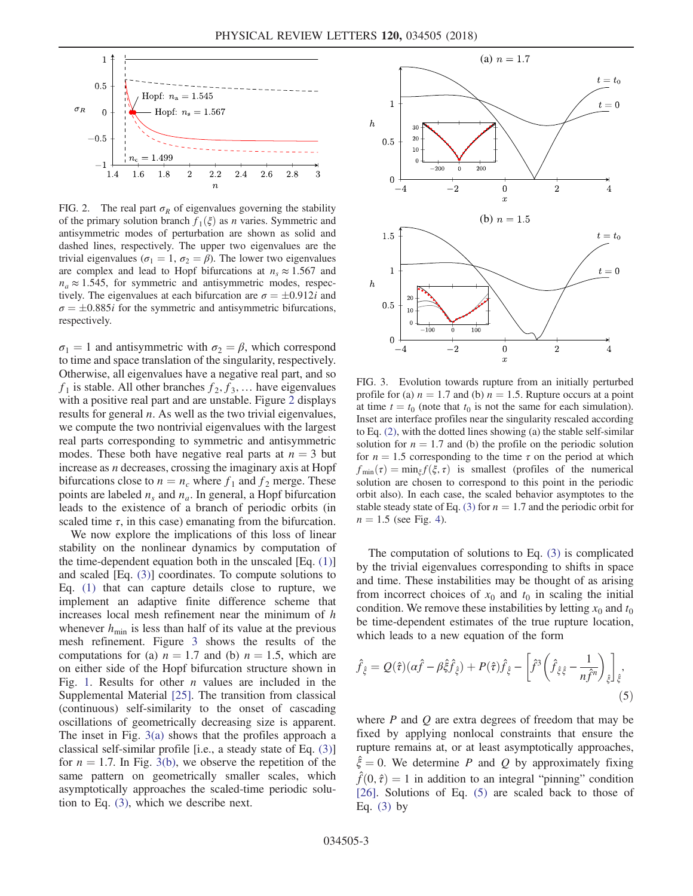FIG. 2. The real part $\sigma_R$ of eigenvalues governing the stability of the primary solution branch $f_1(\xi)$ as $n$ varies. Symmetric and antisymmetric modes of perturbation are shown as solid and dashed lines, respectively. The upper two eigenvalues are the trivial eigenvalues ($\sigma_1 = 1$, $\sigma_2 = \beta$). The lower two eigenvalues are complex and lead to Hopf bifurcations at $n_s \approx 1.567$ and $n_a \approx 1.545$, for symmetric and antisymmetric modes, respectively. The eigenvalues at each bifurcation are $\sigma = \pm 0.912i$ and $\sigma = \pm 0.885i$ for the symmetric and antisymmetric bifurcations, respectively.

$\sigma_1 = 1$ and antisymmetric with $\sigma_2 = \beta$, which correspond to time and space translation of the singularity, respectively. Otherwise, all eigenvalues have a negative real part, and so $f_1$ is stable. All other branches $f_2, f_3, \ldots$ have eigenvalues with a positive real part and are unstable. Figure 2 displays results for general $n$. As well as the two trivial eigenvalues, we compute the two nontrivial eigenvalues with the largest real parts corresponding to symmetric and antisymmetric modes. These both have negative real parts at $n = 3$ but increase as $n$ decreases, crossing the imaginary axis at Hopf bifurcations close to $n = n_c$ where $f_1$ and $f_2$ merge. These points are labeled $n_s$ and $n_a$. In general, a Hopf bifurcation leads to the existence of a branch of periodic orbits (in scaled time $\tau$, in this case) emanating from the bifurcation.

We now explore the implications of this loss of linear stability on the nonlinear dynamics by computation of the time-dependent equation both in the unscaled [Eq. (1)] and scaled [Eq. (3)] coordinates. To compute solutions to Eq. (1) that can capture details close to rupture, we implement an adaptive finite difference scheme that increases local mesh refinement near the minimum of $h$ whenever $h_{\min}$ is less than half of its value at the previous mesh refinement. Figure 3 shows the results of the computations for (a) $n = 1.7$ and (b) $n = 1.5$, which are on either side of the Hopf bifurcation structure shown in Fig. 1. Results for other $n$ values are included in the Supplemental Material [25]. The transition from classical (continuous) self-similarity to the onset of cascading oscillations of geometrically decreasing size is apparent. The inset in Fig. 3(a) shows that the profiles approach a classical self-similar profile [i.e., a steady state of Eq. (3)] for $n = 1.7$. In Fig. 3(b), we observe the repetition of the same pattern on geometrically smaller scales, which asymptotically approaches the scaled-time periodic solution to Eq. (3), which we describe next.

FIG. 3. Evolution towards rupture from an initially perturbed profile for (a) $n = 1.7$ and (b) $n = 1.5$. Rupture occurs at a point at time $t = t_0$ (note that $t_0$ is not the same for each simulation). Inset are interface profiles near the singularity rescaled according to Eq. (2), with the dotted lines showing (a) the stable self-similar solution for $n = 1.7$ and (b) the profile on the periodic solution for $n = 1.5$ corresponding to the time $\tau$ on the period at which $f_{\min}(\tau) = \min_\xi f(\xi, \tau)$ is smallest (profiles of the numerical solution are chosen to correspond to this point in the periodic orbit also). In each case, the scaled behavior asymptotes to the stable steady state of Eq. (3) for $n = 1.7$ and the periodic orbit for $n = 1.5$ (see Fig. 4).

The computation of solutions to Eq. (3) is complicated by the trivial eigenvalues corresponding to shifts in space and time. These instabilities may be thought of as arising from incorrect choices of $x_0$ and $t_0$ in scaling the initial condition. We remove these instabilities by letting $x_0$ and $t_0$ be time-dependent estimates of the true rupture location, which leads to a new equation of the form

$$\hat{f}_{\hat{\tau}} = Q(\hat{\tau})(\alpha \hat{f} - \beta \hat{\xi} \hat{f}_{\hat{\xi}}) + P(\hat{\tau}) \hat{f}_{\hat{\xi}} - \left[ \hat{f}^3 \left( \hat{f}_{\hat{\xi}\hat{\xi}} - \frac{1}{n \hat{f}^n} \right)_{\hat{\xi}} \right]_{\hat{\xi}}, \tag{5}$$

where $P$ and $Q$ are extra degrees of freedom that may be fixed by applying nonlocal constraints that ensure the rupture remains at, or at least asymptotically approaches, $\hat{\xi} = 0$. We determine $P$ and $Q$ by approximately fixing $\hat{f}(0, \hat{\tau}) = 1$ in addition to an integral "pinning" condition [26]. Solutions of Eq. (5) are scaled back to those of Eq. (3) by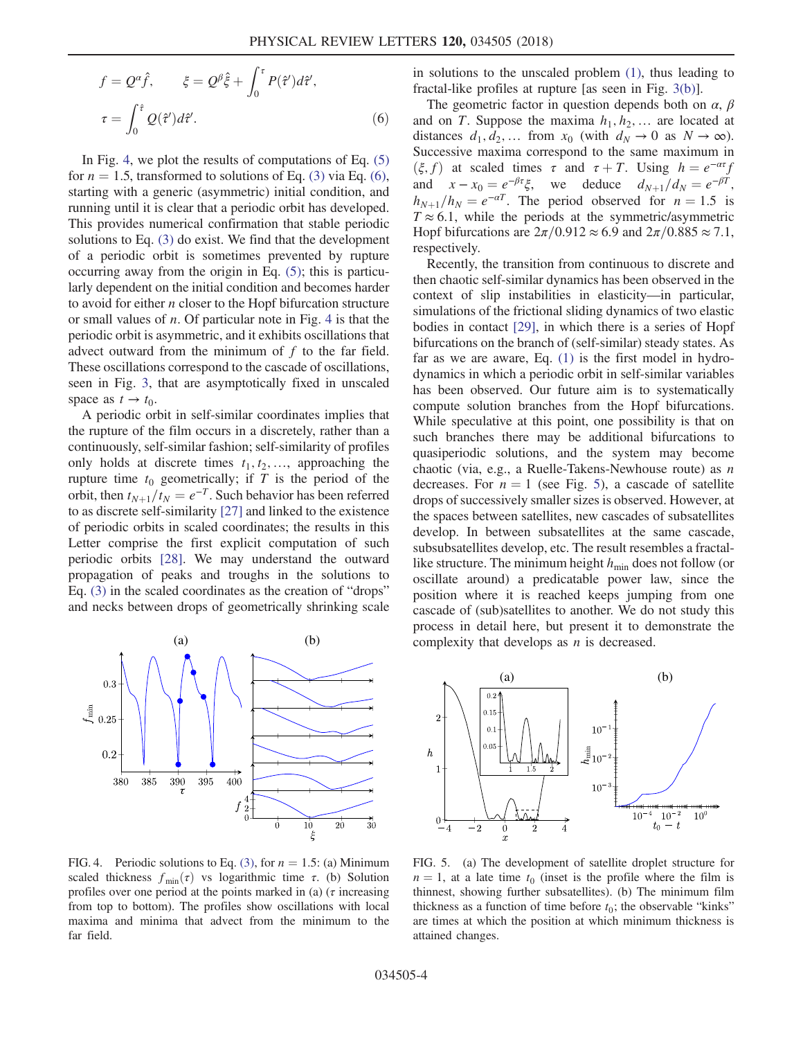$$
f = Q^{\alpha}\hat{f}, \qquad \xi = Q^{\beta}\hat{\xi} + \int_0^{\tau} P(\hat{\tau}')d\hat{\tau}',
$$
$$
\tau = \int_0^{\hat{\tau}} Q(\hat{\tau}')d\hat{\tau}'. \tag{6}
$$

In Fig. 4, we plot the results of computations of Eq. (5) for $n = 1.5$, transformed to solutions of Eq. (3) via Eq. (6), starting with a generic (asymmetric) initial condition, and running until it is clear that a periodic orbit has developed. This provides numerical confirmation that stable periodic solutions to Eq. (3) do exist. We find that the development of a periodic orbit is sometimes prevented by rupture occurring away from the origin in Eq. (5); this is particularly dependent on the initial condition and becomes harder to avoid for either $n$ closer to the Hopf bifurcation structure or small values of $n$. Of particular note in Fig. 4 is that the periodic orbit is asymmetric, and it exhibits oscillations that advect outward from the minimum of $f$ to the far field. These oscillations correspond to the cascade of oscillations, seen in Fig. 3, that are asymptotically fixed in unscaled space as $t \to t_0$.

A periodic orbit in self-similar coordinates implies that the rupture of the film occurs in a discretely, rather than a continuously, self-similar fashion; self-similarity of profiles only holds at discrete times $t_1, t_2, \ldots,$ approaching the rupture time $t_0$ geometrically; if $T$ is the period of the orbit, then $t_{N+1}/t_N = e^{-T}$. Such behavior has been referred to as discrete self-similarity [27] and linked to the existence of periodic orbits in scaled coordinates; the results in this Letter comprise the first explicit computation of such periodic orbits [28]. We may understand the outward propagation of peaks and troughs in the solutions to Eq. (3) in the scaled coordinates as the creation of "drops" and necks between drops of geometrically shrinking scale in solutions to the unscaled problem (1), thus leading to fractal-like profiles at rupture [as seen in Fig. 3(b)].

The geometric factor in question depends both on $\alpha$, $\beta$ and on $T$. Suppose the maxima $h_1, h_2, \ldots$ are located at distances $d_1, d_2, \ldots$ from $x_0$ (with $d_N \to 0$ as $N \to \infty$). Successive maxima correspond to the same maximum in $(\xi, f)$ at scaled times $\tau$ and $\tau + T$. Using $h = e^{-\alpha\tau}f$ and $x - x_0 = e^{-\beta\tau}\xi$, we deduce $d_{N+1}/d_N = e^{-\beta T}$, $h_{N+1}/h_N = e^{-\alpha T}$. The period observed for $n = 1.5$ is $T \approx 6.1$, while the periods at the symmetric/asymmetric Hopf bifurcations are $2\pi/0.912 \approx 6.9$ and $2\pi/0.885 \approx 7.1$, respectively.

Recently, the transition from continuous to discrete and then chaotic self-similar dynamics has been observed in the context of slip instabilities in elasticity—in particular, simulations of the frictional sliding dynamics of two elastic bodies in contact [29], in which there is a series of Hopf bifurcations on the branch of (self-similar) steady states. As far as we are aware, Eq. (1) is the first model in hydrodynamics in which a periodic orbit in self-similar variables has been observed. Our future aim is to systematically compute solution branches from the Hopf bifurcations. While speculative at this point, one possibility is that on such branches there may be additional bifurcations to quasiperiodic solutions, and the system may become chaotic (via, e.g., a Ruelle-Takens-Newhouse route) as $n$ decreases. For $n = 1$ (see Fig. 5), a cascade of satellite drops of successively smaller sizes is observed. However, at the spaces between satellites, new cascades of subsatellites develop. In between subsatellites at the same cascade, subsubsatellites develop, etc. The result resembles a fractal-like structure. The minimum height $h_{\min}$ does not follow (or oscillate around) a predicatable power law, since the position where it is reached keeps jumping from one cascade of (sub)satellites to another. We do not study this process in detail here, but present it to demonstrate the complexity that develops as $n$ is decreased.

FIG. 4. Periodic solutions to Eq. (3), for $n = 1.5$: (a) Minimum scaled thickness $f_{\min}(\tau)$ vs logarithmic time $\tau$. (b) Solution profiles over one period at the points marked in (a) ($\tau$ increasing from top to bottom). The profiles show oscillations with local maxima and minima that advect from the minimum to the far field.

FIG. 5. (a) The development of satellite droplet structure for $n = 1$, at a late time $t_0$ (inset is the profile where the film is thinnest, showing further subsatellites). (b) The minimum film thickness as a function of time before $t_0$; the observable "kinks" are times at which the position at which minimum thickness is attained changes.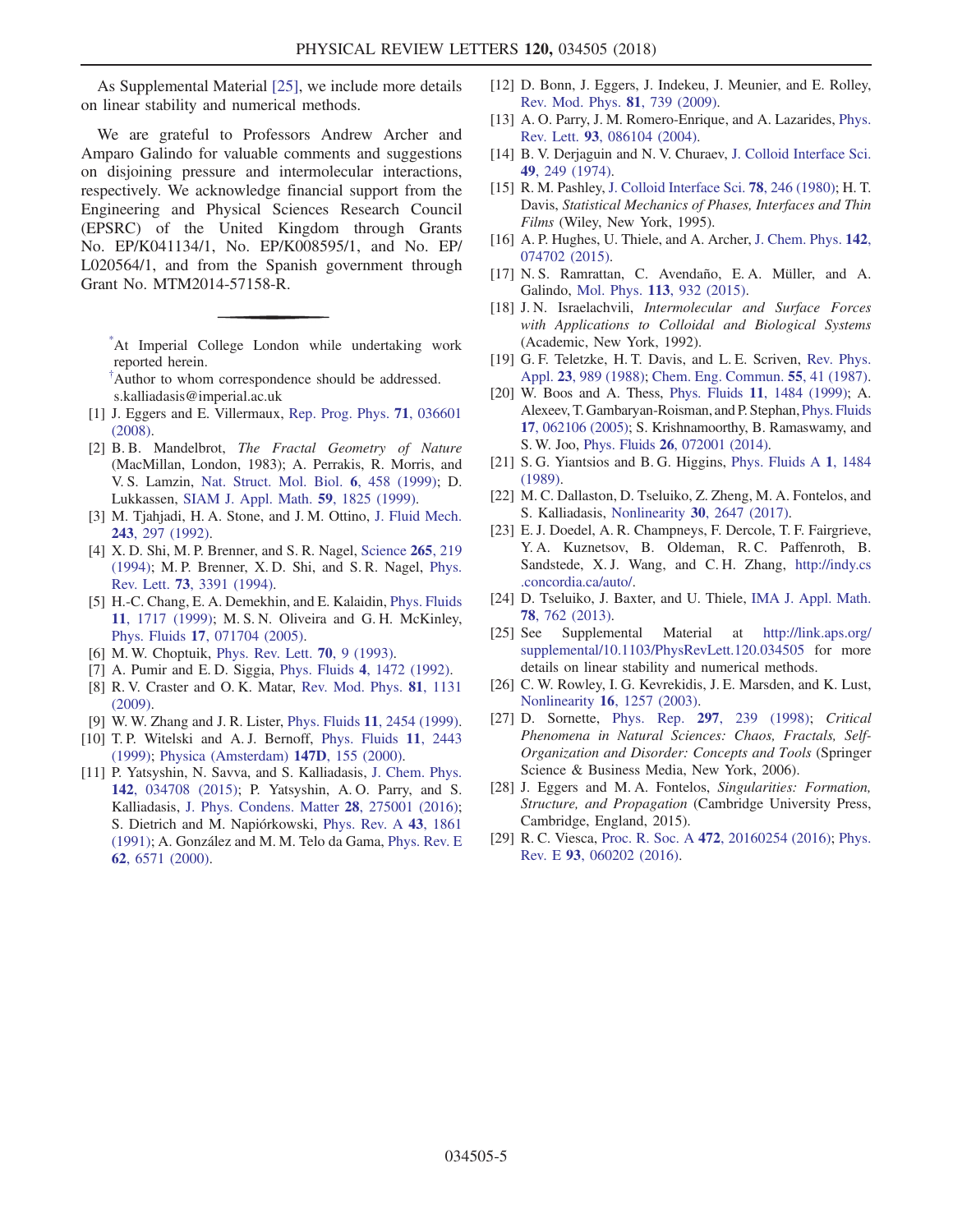As Supplemental Material [25], we include more details on linear stability and numerical methods.

We are grateful to Professors Andrew Archer and Amparo Galindo for valuable comments and suggestions on disjoining pressure and intermolecular interactions, respectively. We acknowledge financial support from the Engineering and Physical Sciences Research Council (EPSRC) of the United Kingdom through Grants No. EP/K041134/1, No. EP/K008595/1, and No. EP/L020564/1, and from the Spanish government through Grant No. MTM2014-57158-R.

---

[*] At Imperial College London while undertaking work reported herein.

[†] Author to whom correspondence should be addressed. s.kalliadasis@imperial.ac.uk

[1] J. Eggers and E. Villermaux, Rep. Prog. Phys. **71**, 036601 (2008).

[2] B. B. Mandelbrot, *The Fractal Geometry of Nature* (MacMillan, London, 1983); A. Perrakis, R. Morris, and V. S. Lamzin, Nat. Struct. Mol. Biol. **6**, 458 (1999); D. Lukkassen, SIAM J. Appl. Math. **59**, 1825 (1999).

[3] M. Tjahjadi, H. A. Stone, and J. M. Ottino, J. Fluid Mech. **243**, 297 (1992).

[4] X. D. Shi, M. P. Brenner, and S. R. Nagel, Science **265**, 219 (1994); M. P. Brenner, X. D. Shi, and S. R. Nagel, Phys. Rev. Lett. **73**, 3391 (1994).

[5] H.-C. Chang, E. A. Demekhin, and E. Kalaidin, Phys. Fluids **11**, 1717 (1999); M. S. N. Oliveira and G. H. McKinley, Phys. Fluids **17**, 071704 (2005).

[6] M. W. Choptuik, Phys. Rev. Lett. **70**, 9 (1993).

[7] A. Pumir and E. D. Siggia, Phys. Fluids **4**, 1472 (1992).

[8] R. V. Craster and O. K. Matar, Rev. Mod. Phys. **81**, 1131 (2009).

[9] W. W. Zhang and J. R. Lister, Phys. Fluids **11**, 2454 (1999).

[10] T. P. Witelski and A. J. Bernoff, Phys. Fluids **11**, 2443 (1999); Physica (Amsterdam) **147D**, 155 (2000).

[11] P. Yatsyshin, N. Savva, and S. Kalliadasis, J. Chem. Phys. **142**, 034708 (2015); P. Yatsyshin, A. O. Parry, and S. Kalliadasis, J. Phys. Condens. Matter **28**, 275001 (2016); S. Dietrich and M. Napiórkowski, Phys. Rev. A **43**, 1861 (1991); A. González and M. M. Telo da Gama, Phys. Rev. E **62**, 6571 (2000).

[12] D. Bonn, J. Eggers, J. Indekeu, J. Meunier, and E. Rolley, Rev. Mod. Phys. **81**, 739 (2009).

[13] A. O. Parry, J. M. Romero-Enrique, and A. Lazarides, Phys. Rev. Lett. **93**, 086104 (2004).

[14] B. V. Derjaguin and N. V. Churaev, J. Colloid Interface Sci. **49**, 249 (1974).

[15] R. M. Pashley, J. Colloid Interface Sci. **78**, 246 (1980); H. T. Davis, *Statistical Mechanics of Phases, Interfaces and Thin Films* (Wiley, New York, 1995).

[16] A. P. Hughes, U. Thiele, and A. Archer, J. Chem. Phys. **142**, 074702 (2015).

[17] N. S. Ramrattan, C. Avendaño, E. A. Müller, and A. Galindo, Mol. Phys. **113**, 932 (2015).

[18] J. N. Israelachvili, *Intermolecular and Surface Forces with Applications to Colloidal and Biological Systems* (Academic, New York, 1992).

[19] G. F. Teletzke, H. T. Davis, and L. E. Scriven, Rev. Phys. Appl. **23**, 989 (1988); Chem. Eng. Commun. **55**, 41 (1987).

[20] W. Boos and A. Thess, Phys. Fluids **11**, 1484 (1999); A. Alexeev, T. Gambaryan-Roisman, and P. Stephan, Phys. Fluids **17**, 062106 (2005); S. Krishnamoorthy, B. Ramaswamy, and S. W. Joo, Phys. Fluids **26**, 072001 (2014).

[21] S. G. Yiantsios and B. G. Higgins, Phys. Fluids A **1**, 1484 (1989).

[22] M. C. Dallaston, D. Tseluiko, Z. Zheng, M. A. Fontelos, and S. Kalliadasis, Nonlinearity **30**, 2647 (2017).

[23] E. J. Doedel, A. R. Champneys, F. Dercole, T. F. Fairgrieve, Y. A. Kuznetsov, B. Oldeman, R. C. Paffenroth, B. Sandstede, X. J. Wang, and C. H. Zhang, http://indy.cs.concordia.ca/auto/.

[24] D. Tseluiko, J. Baxter, and U. Thiele, IMA J. Appl. Math. **78**, 762 (2013).

[25] See Supplemental Material at http://link.aps.org/supplemental/10.1103/PhysRevLett.120.034505 for more details on linear stability and numerical methods.

[26] C. W. Rowley, I. G. Kevrekidis, J. E. Marsden, and K. Lust, Nonlinearity **16**, 1257 (2003).

[27] D. Sornette, Phys. Rep. **297**, 239 (1998); *Critical Phenomena in Natural Sciences: Chaos, Fractals, Self-Organization and Disorder: Concepts and Tools* (Springer Science & Business Media, New York, 2006).

[28] J. Eggers and M. A. Fontelos, *Singularities: Formation, Structure, and Propagation* (Cambridge University Press, Cambridge, England, 2015).

[29] R. C. Viesca, Proc. R. Soc. A **472**, 20160254 (2016); Phys. Rev. E **93**, 060202 (2016).